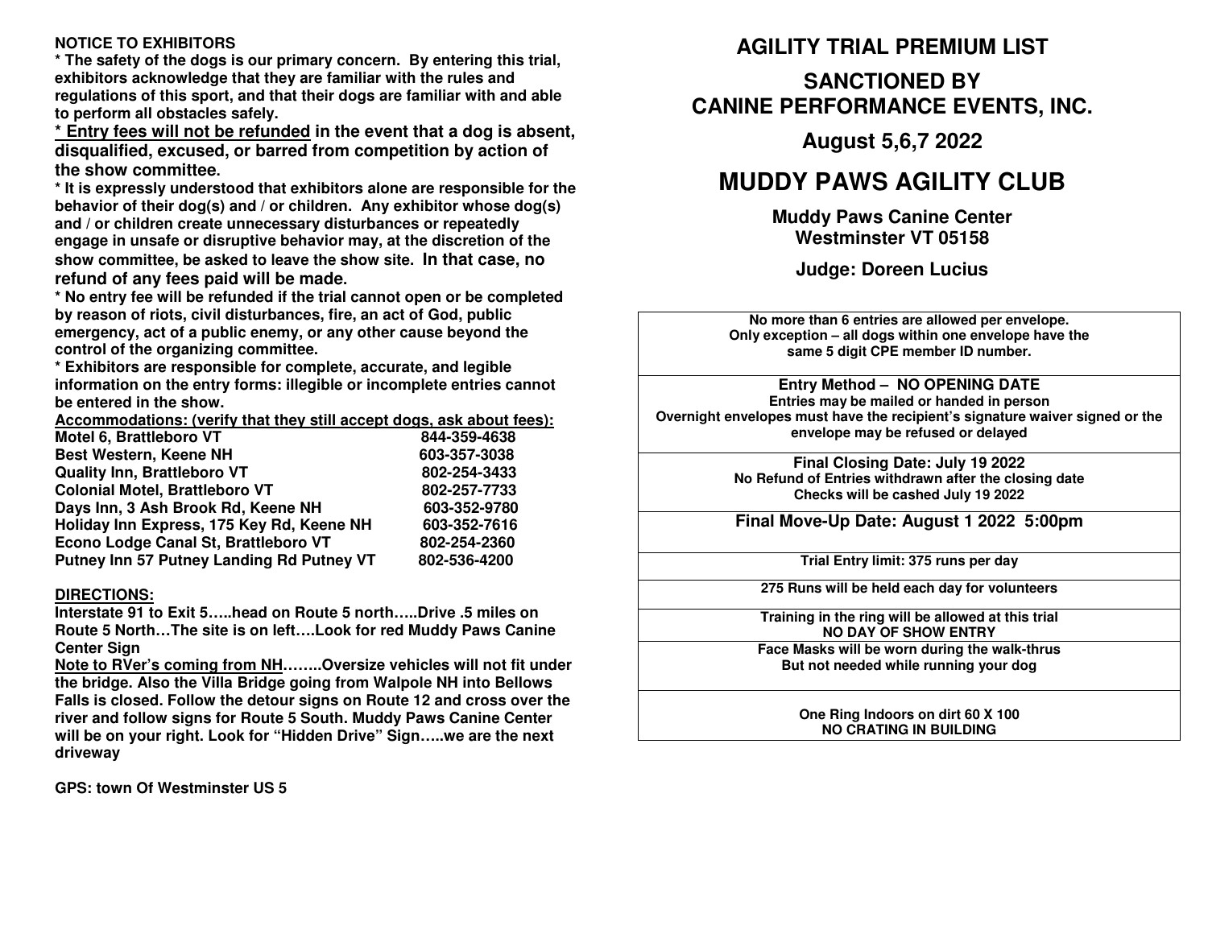**NOTICE TO EXHIBITORS**

**\* The safety of the dogs is our primary concern. By entering this trial, exhibitors acknowledge that they are familiar with the rules and regulations of this sport, and that their dogs are familiar with and able to perform all obstacles safely.**

**\* <u>Entry fees will not be refunded</u> in the event that a dog is absent, disqualified, excused, or barred from competition by action of the show committee.**

**\* It is expressly understood that exhibitors alone are responsible for the behavior of their dog(s) and / or children. Any exhibitor whose dog(s) and / or children create unnecessary disturbances or repeatedly engage in unsafe or disruptive behavior may, at the discretion of the show committee, be asked to leave the show site. In that case, no refund of any fees paid will be made.**

**\* No entry fee will be refunded if the trial cannot open or be completed by reason of riots, civil disturbances, fire, an act of God, public emergency, act of a public enemy, or any other cause beyond the control of the organizing committee.**

**\* Exhibitors are responsible for complete, accurate, and legible information on the entry forms: illegible or incomplete entries cannot be entered in the show.**

**<u>Accommodations: (verify that they still accept dogs, ask about fees):</u>**

| | |
|---|---|
| **Motel 6, Brattleboro VT** | **844-359-4638** |
| **Best Western, Keene NH** | **603-357-3038** |
| **Quality Inn, Brattleboro VT** | **802-254-3433** |
| **Colonial Motel, Brattleboro VT** | **802-257-7733** |
| **Days Inn, 3 Ash Brook Rd, Keene NH** | **603-352-9780** |
| **Holiday Inn Express, 175 Key Rd, Keene NH** | **603-352-7616** |
| **Econo Lodge Canal St, Brattleboro VT** | **802-254-2360** |
| **Putney Inn 57 Putney Landing Rd Putney VT** | **802-536-4200** |

**<u>DIRECTIONS:</u>**

**Interstate 91 to Exit 5…..head on Route 5 north…..Drive .5 miles on Route 5 North…The site is on left….Look for red Muddy Paws Canine Center Sign**

**<u>Note to RVer's coming from NH</u>……..Oversize vehicles will not fit under the bridge. Also the Villa Bridge going from Walpole NH into Bellows Falls is closed. Follow the detour signs on Route 12 and cross over the river and follow signs for Route 5 South. Muddy Paws Canine Center will be on your right. Look for "Hidden Drive" Sign…..we are the next driveway**

**GPS: town Of Westminster US 5**

# AGILITY TRIAL PREMIUM LIST

## SANCTIONED BY CANINE PERFORMANCE EVENTS, INC.

### August 5,6,7 2022

# MUDDY PAWS AGILITY CLUB

**Muddy Paws Canine Center**
**Westminster VT 05158**

### Judge: Doreen Lucius

| |
|---|
| **No more than 6 entries are allowed per envelope.** **Only exception – all dogs within one envelope have the same 5 digit CPE member ID number.** |
| **Entry Method – NO OPENING DATE** **Entries may be mailed or handed in person** **Overnight envelopes must have the recipient's signature waiver signed or the envelope may be refused or delayed** |
| **Final Closing Date: July 19 2022** **No Refund of Entries withdrawn after the closing date** **Checks will be cashed July 19 2022** |
| **Final Move-Up Date: August 1 2022 5:00pm** |
| **Trial Entry limit: 375 runs per day** |
| **275 Runs will be held each day for volunteers** |
| **Training in the ring will be allowed at this trial** **NO DAY OF SHOW ENTRY** |
| **Face Masks will be worn during the walk-thrus** **But not needed while running your dog** |
| **One Ring Indoors on dirt 60 X 100** **NO CRATING IN BUILDING** |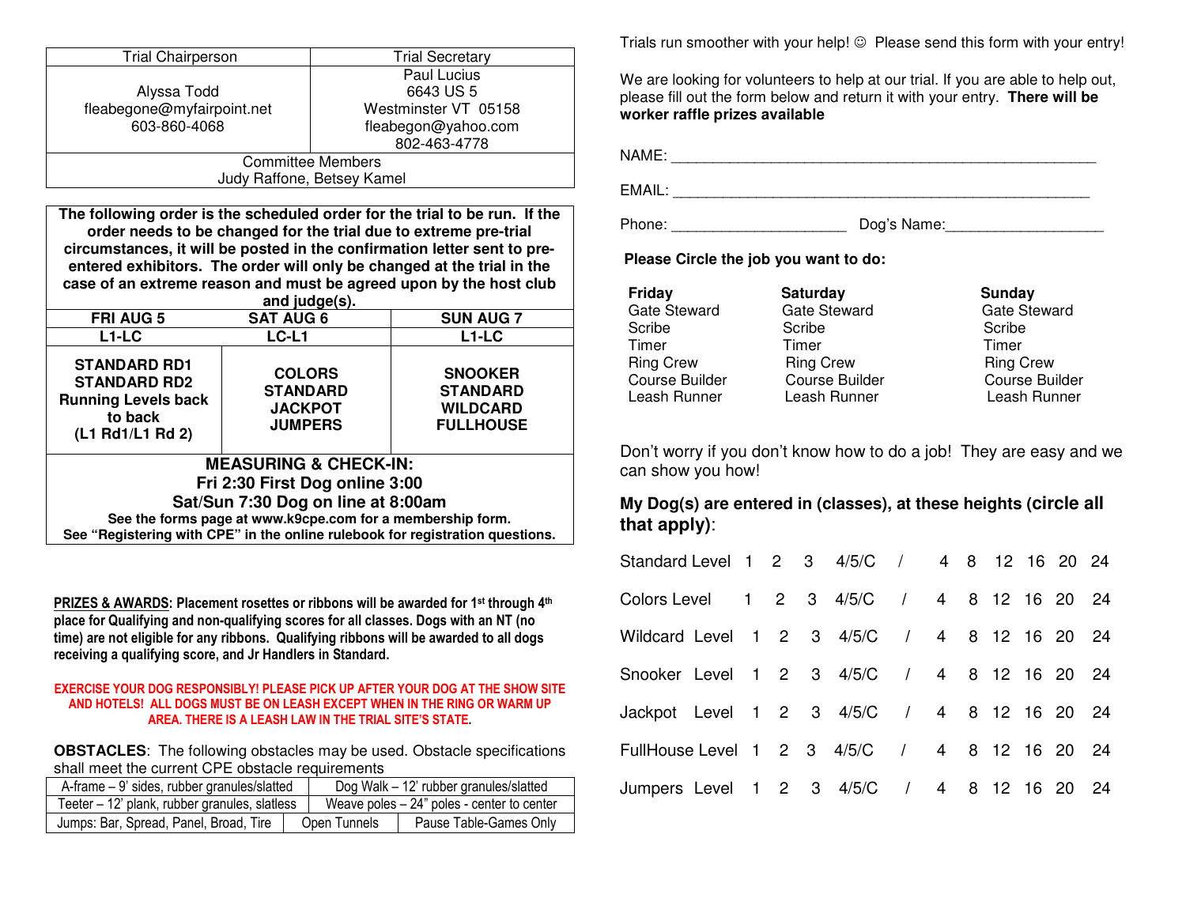| Trial Chairperson | Trial Secretary |
|---|---|
| Alyssa Todd<br>fleabegone@myfairpoint.net<br>603-860-4068 | Paul Lucius<br>6643 US 5<br>Westminster VT 05158<br>fleabegon@yahoo.com<br>802-463-4778 |
| Committee Members<br>Judy Raffone, Betsey Kamel | |

**The following order is the scheduled order for the trial to be run. If the order needs to be changed for the trial due to extreme pre-trial circumstances, it will be posted in the confirmation letter sent to pre-entered exhibitors. The order will only be changed at the trial in the case of an extreme reason and must be agreed upon by the host club and judge(s).**

| FRI AUG 5 | SAT AUG 6 | SUN AUG 7 |
|---|---|---|
| L1-LC | LC-L1 | L1-LC |
| STANDARD RD1<br>STANDARD RD2<br>Running Levels back to back<br>(L1 Rd1/L1 Rd 2) | COLORS<br>STANDARD<br>JACKPOT<br>JUMPERS | SNOOKER<br>STANDARD<br>WILDCARD<br>FULLHOUSE |

**MEASURING & CHECK-IN:**
**Fri 2:30 First Dog online 3:00**
**Sat/Sun 7:30 Dog on line at 8:00am**
**See the forms page at www.k9cpe.com for a membership form.**
**See "Registering with CPE" in the online rulebook for registration questions.**

**PRIZES & AWARDS: Placement rosettes or ribbons will be awarded for 1st through 4th place for Qualifying and non-qualifying scores for all classes. Dogs with an NT (no time) are not eligible for any ribbons. Qualifying ribbons will be awarded to all dogs receiving a qualifying score, and Jr Handlers in Standard.**

**EXERCISE YOUR DOG RESPONSIBLY! PLEASE PICK UP AFTER YOUR DOG AT THE SHOW SITE AND HOTELS! ALL DOGS MUST BE ON LEASH EXCEPT WHEN IN THE RING OR WARM UP AREA. THERE IS A LEASH LAW IN THE TRIAL SITE'S STATE.**

**OBSTACLES**: The following obstacles may be used. Obstacle specifications shall meet the current CPE obstacle requirements

| A-frame – 9' sides, rubber granules/slatted | Dog Walk – 12' rubber granules/slatted | |
|---|---|---|
| Teeter – 12' plank, rubber granules, slatless | Weave poles – 24" poles - center to center | |
| Jumps: Bar, Spread, Panel, Broad, Tire | Open Tunnels | Pause Table-Games Only |

Trials run smoother with your help! ☺ Please send this form with your entry!

We are looking for volunteers to help at our trial. If you are able to help out, please fill out the form below and return it with your entry. **There will be worker raffle prizes available**

NAME: ____________________________________________

EMAIL: ____________________________________________

Phone: ____________________ Dog's Name:__________________

**Please Circle the job you want to do:**

| **Friday** | **Saturday** | **Sunday** |
|---|---|---|
| Gate Steward | Gate Steward | Gate Steward |
| Scribe | Scribe | Scribe |
| Timer | Timer | Timer |
| Ring Crew | Ring Crew | Ring Crew |
| Course Builder | Course Builder | Course Builder |
| Leash Runner | Leash Runner | Leash Runner |

Don't worry if you don't know how to do a job! They are easy and we can show you how!

**My Dog(s) are entered in (classes), at these heights (circle all that apply):**

| Class | | | | | | | | | | | |
|---|---|---|---|---|---|---|---|---|---|---|---|
| Standard Level | 1 | 2 | 3 | 4/5/C | / | 4 | 8 | 12 | 16 | 20 | 24 |
| Colors Level | 1 | 2 | 3 | 4/5/C | / | 4 | 8 | 12 | 16 | 20 | 24 |
| Wildcard Level | 1 | 2 | 3 | 4/5/C | / | 4 | 8 | 12 | 16 | 20 | 24 |
| Snooker Level | 1 | 2 | 3 | 4/5/C | / | 4 | 8 | 12 | 16 | 20 | 24 |
| Jackpot Level | 1 | 2 | 3 | 4/5/C | / | 4 | 8 | 12 | 16 | 20 | 24 |
| FullHouse Level | 1 | 2 | 3 | 4/5/C | / | 4 | 8 | 12 | 16 | 20 | 24 |
| Jumpers Level | 1 | 2 | 3 | 4/5/C | / | 4 | 8 | 12 | 16 | 20 | 24 |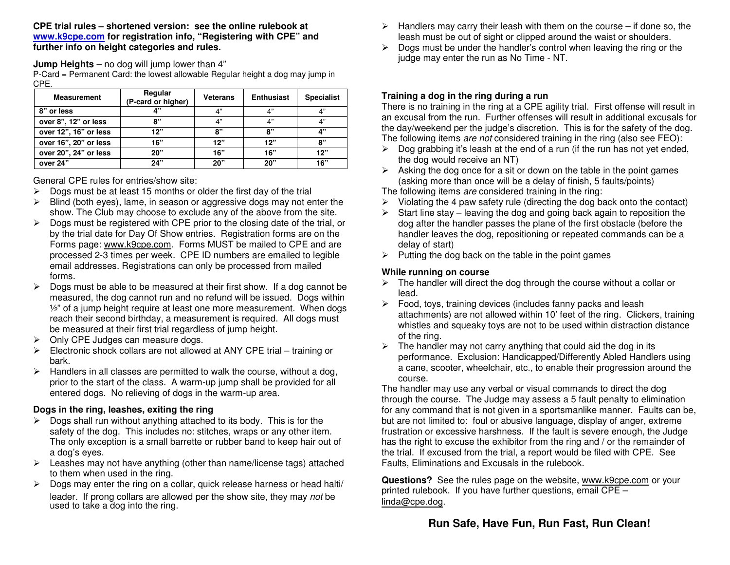**CPE trial rules – shortened version: see the online rulebook at [www.k9cpe.com](http://www.k9cpe.com) for registration info, "Registering with CPE" and further info on height categories and rules.**

**Jump Heights** – no dog will jump lower than 4"

P-Card = Permanent Card: the lowest allowable Regular height a dog may jump in CPE.

| Measurement | Regular (P-card or higher) | Veterans | Enthusiast | Specialist |
|---|---|---|---|---|
| 8" or less | 4" | 4" | 4" | 4" |
| over 8", 12" or less | 8" | 4" | 4" | 4" |
| over 12", 16" or less | 12" | 8" | 8" | 4" |
| over 16", 20" or less | 16" | 12" | 12" | 8" |
| over 20", 24" or less | 20" | 16" | 16" | 12" |
| over 24" | 24" | 20" | 20" | 16" |

General CPE rules for entries/show site:

- Dogs must be at least 15 months or older the first day of the trial
- Blind (both eyes), lame, in season or aggressive dogs may not enter the show. The Club may choose to exclude any of the above from the site.
- Dogs must be registered with CPE prior to the closing date of the trial, or by the trial date for Day Of Show entries. Registration forms are on the Forms page: www.k9cpe.com. Forms MUST be mailed to CPE and are processed 2-3 times per week. CPE ID numbers are emailed to legible email addresses. Registrations can only be processed from mailed forms.
- Dogs must be able to be measured at their first show. If a dog cannot be measured, the dog cannot run and no refund will be issued. Dogs within ½" of a jump height require at least one more measurement. When dogs reach their second birthday, a measurement is required. All dogs must be measured at their first trial regardless of jump height.
- Only CPE Judges can measure dogs.
- Electronic shock collars are not allowed at ANY CPE trial – training or bark.
- Handlers in all classes are permitted to walk the course, without a dog, prior to the start of the class. A warm-up jump shall be provided for all entered dogs. No relieving of dogs in the warm-up area.

**Dogs in the ring, leashes, exiting the ring**

- Dogs shall run without anything attached to its body. This is for the safety of the dog. This includes no: stitches, wraps or any other item. The only exception is a small barrette or rubber band to keep hair out of a dog's eyes.
- Leashes may not have anything (other than name/license tags) attached to them when used in the ring.
- Dogs may enter the ring on a collar, quick release harness or head halti/ leader. If prong collars are allowed per the show site, they may *not* be used to take a dog into the ring.
- Handlers may carry their leash with them on the course – if done so, the leash must be out of sight or clipped around the waist or shoulders.
- Dogs must be under the handler's control when leaving the ring or the judge may enter the run as No Time - NT.

**Training a dog in the ring during a run**

There is no training in the ring at a CPE agility trial. First offense will result in an excusal from the run. Further offenses will result in additional excusals for the day/weekend per the judge's discretion. This is for the safety of the dog. The following items *are not* considered training in the ring (also see FEO):

- Dog grabbing it's leash at the end of a run (if the run has not yet ended, the dog would receive an NT)
- Asking the dog once for a sit or down on the table in the point games (asking more than once will be a delay of finish, 5 faults/points)

The following items *are* considered training in the ring:

- Violating the 4 paw safety rule (directing the dog back onto the contact)
- Start line stay – leaving the dog and going back again to reposition the dog after the handler passes the plane of the first obstacle (before the handler leaves the dog, repositioning or repeated commands can be a delay of start)
- Putting the dog back on the table in the point games

**While running on course**

- The handler will direct the dog through the course without a collar or lead.
- Food, toys, training devices (includes fanny packs and leash attachments) are not allowed within 10' feet of the ring. Clickers, training whistles and squeaky toys are not to be used within distraction distance of the ring.
- The handler may not carry anything that could aid the dog in its performance. Exclusion: Handicapped/Differently Abled Handlers using a cane, scooter, wheelchair, etc., to enable their progression around the course.

The handler may use any verbal or visual commands to direct the dog through the course. The Judge may assess a 5 fault penalty to elimination for any command that is not given in a sportsmanlike manner. Faults can be, but are not limited to: foul or abusive language, display of anger, extreme frustration or excessive harshness. If the fault is severe enough, the Judge has the right to excuse the exhibitor from the ring and / or the remainder of the trial. If excused from the trial, a report would be filed with CPE. See Faults, Eliminations and Excusals in the rulebook.

**Questions?** See the rules page on the website, www.k9cpe.com or your printed rulebook. If you have further questions, email CPE – linda@cpe.dog.

**Run Safe, Have Fun, Run Fast, Run Clean!**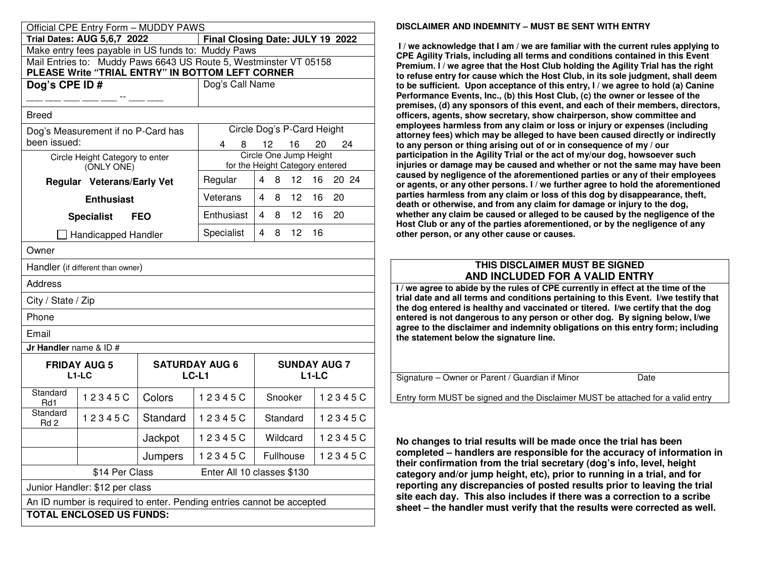Official CPE Entry Form – MUDDY PAWS

| **Trial Dates: AUG 5,6,7 2022** | **Final Closing Date: JULY 19 2022** |
|---|---|
| Make entry fees payable in US funds to: Muddy Paws | |
| Mail Entries to: Muddy Paws 6643 US Route 5, Westminster VT 05158 **PLEASE Write "TRIAL ENTRY" IN BOTTOM LEFT CORNER** | |
| **Dog's CPE ID #** ___ ___ ___ ___ ___ -- ___ ___ | Dog's Call Name |
| Breed | |
| Dog's Measurement if no P-Card has been issued: | Circle Dog's P-Card Height 4 8 12 16 20 24 |

| Circle Height Category to enter (ONLY ONE) | Circle One Jump Height for the Height Category entered | |
|---|---|---|
| **Regular Veterans/Early Vet** | Regular | 4 8 12 16 20 24 |
| **Enthusiast** | Veterans | 4 8 12 16 20 |
| **Specialist FEO** | Enthusiast | 4 8 12 16 20 |
| ☐ Handicapped Handler | Specialist | 4 8 12 16 |

Owner

Handler (if different than owner)

Address

City / State / Zip

Phone

Email

**Jr Handler** name & ID #

| **FRIDAY AUG 5 L1-LC** | | **SATURDAY AUG 6 LC-L1** | | **SUNDAY AUG 7 L1-LC** | |
|---|---|---|---|---|---|
| Standard Rd1 | 1 2 3 4 5 C | Colors | 1 2 3 4 5 C | Snooker | 1 2 3 4 5 C |
| Standard Rd 2 | 1 2 3 4 5 C | Standard | 1 2 3 4 5 C | Standard | 1 2 3 4 5 C |
| | | Jackpot | 1 2 3 4 5 C | Wildcard | 1 2 3 4 5 C |
| | | Jumpers | 1 2 3 4 5 C | Fullhouse | 1 2 3 4 5 C |

$14 Per Class Enter All 10 classes $130

Junior Handler: $12 per class

An ID number is required to enter. Pending entries cannot be accepted

**TOTAL ENCLOSED US FUNDS:**

**DISCLAIMER AND INDEMNITY – MUST BE SENT WITH ENTRY**

**I / we acknowledge that I am / we are familiar with the current rules applying to CPE Agility Trials, including all terms and conditions contained in this Event Premium. I / we agree that the Host Club holding the Agility Trial has the right to refuse entry for cause which the Host Club, in its sole judgment, shall deem to be sufficient. Upon acceptance of this entry, I / we agree to hold (a) Canine Performance Events, Inc., (b) this Host Club, (c) the owner or lessee of the premises, (d) any sponsors of this event, and each of their members, directors, officers, agents, show secretary, show chairperson, show committee and employees harmless from any claim or loss or injury or expenses (including attorney fees) which may be alleged to have been caused directly or indirectly to any person or thing arising out of or in consequence of my / our participation in the Agility Trial or the act of my/our dog, howsoever such injuries or damage may be caused and whether or not the same may have been caused by negligence of the aforementioned parties or any of their employees or agents, or any other persons. I / we further agree to hold the aforementioned parties harmless from any claim or loss of this dog by disappearance, theft, death or otherwise, and from any claim for damage or injury to the dog, whether any claim be caused or alleged to be caused by the negligence of the Host Club or any of the parties aforementioned, or by the negligence of any other person, or any other cause or causes.**

**THIS DISCLAIMER MUST BE SIGNED AND INCLUDED FOR A VALID ENTRY**

**I / we agree to abide by the rules of CPE currently in effect at the time of the trial date and all terms and conditions pertaining to this Event. I/we testify that the dog entered is healthy and vaccinated or titered. I/we certify that the dog entered is not dangerous to any person or other dog. By signing below, I/we agree to the disclaimer and indemnity obligations on this entry form; including the statement below the signature line.**

Signature – Owner or Parent / Guardian if Minor Date

Entry form MUST be signed and the Disclaimer MUST be attached for a valid entry

**No changes to trial results will be made once the trial has been completed – handlers are responsible for the accuracy of information in their confirmation from the trial secretary (dog's info, level, height category and/or jump height, etc), prior to running in a trial, and for reporting any discrepancies of posted results prior to leaving the trial site each day. This also includes if there was a correction to a scribe sheet – the handler must verify that the results were corrected as well.**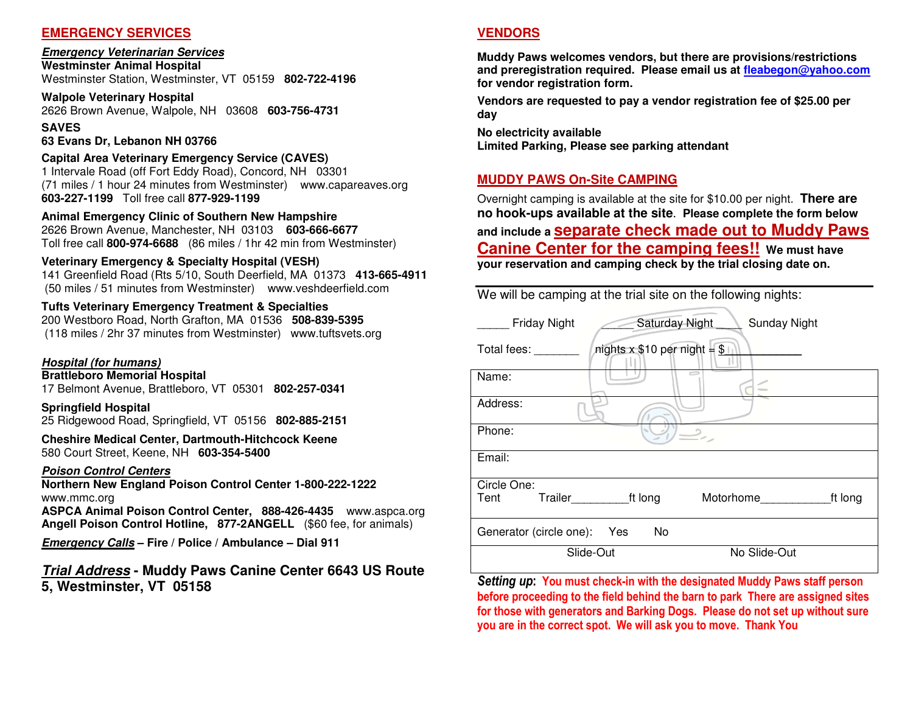## EMERGENCY SERVICES

***Emergency Veterinarian Services***

**Westminster Animal Hospital**
Westminster Station, Westminster, VT 05159 **802-722-4196**

**Walpole Veterinary Hospital**
2626 Brown Avenue, Walpole, NH 03608 **603-756-4731**

**SAVES**
**63 Evans Dr, Lebanon NH 03766**

**Capital Area Veterinary Emergency Service (CAVES)**
1 Intervale Road (off Fort Eddy Road), Concord, NH 03301
(71 miles / 1 hour 24 minutes from Westminster) www.capareaves.org
**603-227-1199** Toll free call **877-929-1199**

**Animal Emergency Clinic of Southern New Hampshire**
2626 Brown Avenue, Manchester, NH 03103 **603-666-6677**
Toll free call **800-974-6688** (86 miles / 1hr 42 min from Westminster)

**Veterinary Emergency & Specialty Hospital (VESH)**
141 Greenfield Road (Rts 5/10, South Deerfield, MA 01373 **413-665-4911**
(50 miles / 51 minutes from Westminster) www.veshdeerfield.com

**Tufts Veterinary Emergency Treatment & Specialties**
200 Westboro Road, North Grafton, MA 01536 **508-839-5395**
(118 miles / 2hr 37 minutes from Westminster) www.tuftsvets.org

***Hospital (for humans)***

**Brattleboro Memorial Hospital**
17 Belmont Avenue, Brattleboro, VT 05301 **802-257-0341**

**Springfield Hospital**
25 Ridgewood Road, Springfield, VT 05156 **802-885-2151**

**Cheshire Medical Center, Dartmouth-Hitchcock Keene**
580 Court Street, Keene, NH **603-354-5400**

***Poison Control Centers***

**Northern New England Poison Control Center 1-800-222-1222**
www.mmc.org
**ASPCA Animal Poison Control Center, 888-426-4435** www.aspca.org
**Angell Poison Control Hotline, 877-2ANGELL** ($60 fee, for animals)

***Emergency Calls*** **– Fire / Police / Ambulance – Dial 911**

***Trial Address*** **- Muddy Paws Canine Center 6643 US Route 5, Westminster, VT 05158**

## VENDORS

**Muddy Paws welcomes vendors, but there are provisions/restrictions and preregistration required. Please email us at fleabegon@yahoo.com for vendor registration form.**

**Vendors are requested to pay a vendor registration fee of $25.00 per day**

**No electricity available**
**Limited Parking, Please see parking attendant**

## MUDDY PAWS On-Site CAMPING

Overnight camping is available at the site for $10.00 per night. **There are no hook-ups available at the site**. **Please complete the form below and include a separate check made out to Muddy Paws Canine Center for the camping fees!! We must have your reservation and camping check by the trial closing date on.**

We will be camping at the trial site on the following nights:

_____ Friday Night _____ Saturday Night _____ Sunday Night

Total fees: _______ nights x $10 per night = $____________

| | |
|---|---|
| Name: | |
| Address: | |
| Phone: | |
| Email: | |
| Circle One:<br>Tent Trailer_________ft long | Motorhome___________ft long |
| Generator (circle one): Yes No | |
| Slide-Out | No Slide-Out |

***Setting up*****: You must check-in with the designated Muddy Paws staff person before proceeding to the field behind the barn to park There are assigned sites for those with generators and Barking Dogs. Please do not set up without sure you are in the correct spot. We will ask you to move. Thank You**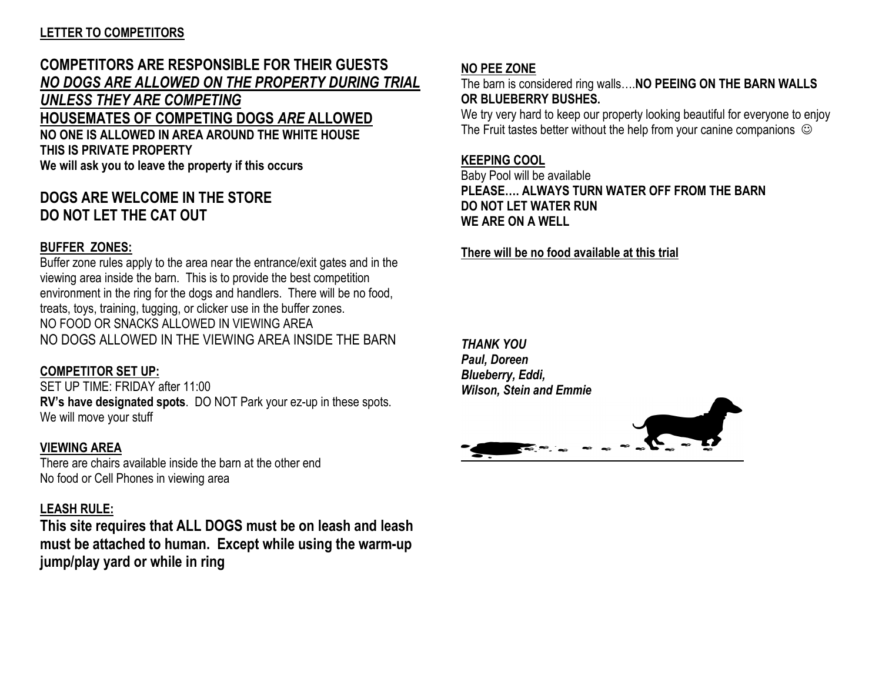**LETTER TO COMPETITORS**

## COMPETITORS ARE RESPONSIBLE FOR THEIR GUESTS
## ***NO DOGS ARE ALLOWED ON THE PROPERTY DURING TRIAL UNLESS THEY ARE COMPETING***
## HOUSEMATES OF COMPETING DOGS *ARE* ALLOWED

**NO ONE IS ALLOWED IN AREA AROUND THE WHITE HOUSE**
**THIS IS PRIVATE PROPERTY**
**We will ask you to leave the property if this occurs**

## DOGS ARE WELCOME IN THE STORE
## DO NOT LET THE CAT OUT

### BUFFER ZONES:

Buffer zone rules apply to the area near the entrance/exit gates and in the viewing area inside the barn. This is to provide the best competition environment in the ring for the dogs and handlers. There will be no food, treats, toys, training, tugging, or clicker use in the buffer zones.
NO FOOD OR SNACKS ALLOWED IN VIEWING AREA
NO DOGS ALLOWED IN THE VIEWING AREA INSIDE THE BARN

### COMPETITOR SET UP:

SET UP TIME: FRIDAY after 11:00
**RV's have designated spots**. DO NOT Park your ez-up in these spots. We will move your stuff

### VIEWING AREA

There are chairs available inside the barn at the other end
No food or Cell Phones in viewing area

### LEASH RULE:

**This site requires that ALL DOGS must be on leash and leash must be attached to human. Except while using the warm-up jump/play yard or while in ring**

### NO PEE ZONE

The barn is considered ring walls….**NO PEEING ON THE BARN WALLS OR BLUEBERRY BUSHES.**
We try very hard to keep our property looking beautiful for everyone to enjoy
The Fruit tastes better without the help from your canine companions ☺

### KEEPING COOL

Baby Pool will be available
**PLEASE…. ALWAYS TURN WATER OFF FROM THE BARN**
**DO NOT LET WATER RUN**
**WE ARE ON A WELL**

**There will be no food available at this trial**

***THANK YOU***
***Paul, Doreen***
***Blueberry, Eddi,***
***Wilson, Stein and Emmie***